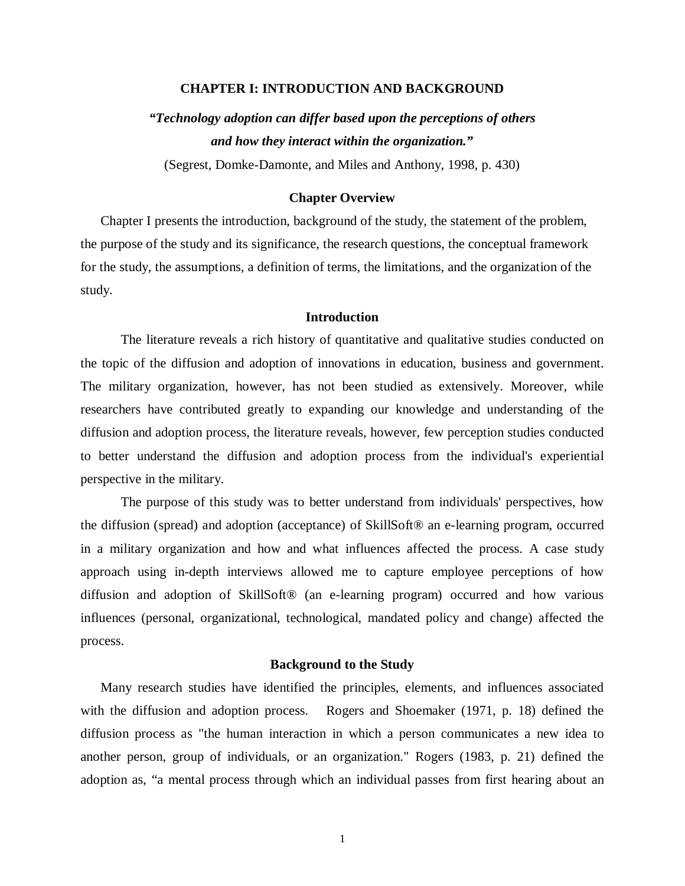# CHAPTER I: INTRODUCTION AND BACKGROUND

***"Technology adoption can differ based upon the perceptions of others and how they interact within the organization."***

(Segrest, Domke-Damonte, and Miles and Anthony, 1998, p. 430)

## Chapter Overview

Chapter I presents the introduction, background of the study, the statement of the problem, the purpose of the study and its significance, the research questions, the conceptual framework for the study, the assumptions, a definition of terms, the limitations, and the organization of the study.

## Introduction

The literature reveals a rich history of quantitative and qualitative studies conducted on the topic of the diffusion and adoption of innovations in education, business and government. The military organization, however, has not been studied as extensively. Moreover, while researchers have contributed greatly to expanding our knowledge and understanding of the diffusion and adoption process, the literature reveals, however, few perception studies conducted to better understand the diffusion and adoption process from the individual's experiential perspective in the military.

The purpose of this study was to better understand from individuals' perspectives, how the diffusion (spread) and adoption (acceptance) of SkillSoft® an e-learning program, occurred in a military organization and how and what influences affected the process. A case study approach using in-depth interviews allowed me to capture employee perceptions of how diffusion and adoption of SkillSoft® (an e-learning program) occurred and how various influences (personal, organizational, technological, mandated policy and change) affected the process.

## Background to the Study

Many research studies have identified the principles, elements, and influences associated with the diffusion and adoption process. Rogers and Shoemaker (1971, p. 18) defined the diffusion process as "the human interaction in which a person communicates a new idea to another person, group of individuals, or an organization." Rogers (1983, p. 21) defined the adoption as, "a mental process through which an individual passes from first hearing about an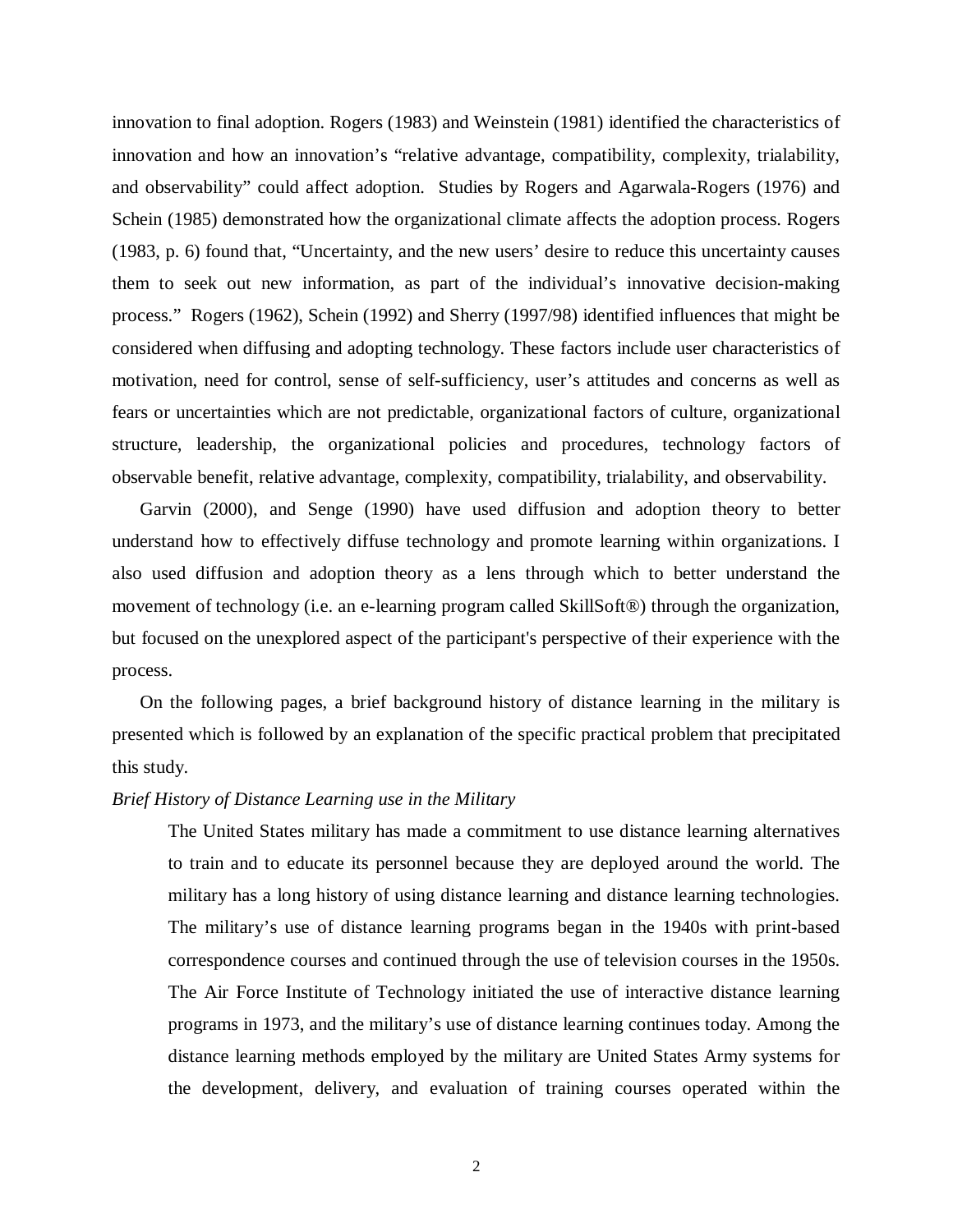innovation to final adoption. Rogers (1983) and Weinstein (1981) identified the characteristics of innovation and how an innovation's "relative advantage, compatibility, complexity, trialability, and observability" could affect adoption. Studies by Rogers and Agarwala-Rogers (1976) and Schein (1985) demonstrated how the organizational climate affects the adoption process. Rogers (1983, p. 6) found that, "Uncertainty, and the new users' desire to reduce this uncertainty causes them to seek out new information, as part of the individual's innovative decision-making process." Rogers (1962), Schein (1992) and Sherry (1997/98) identified influences that might be considered when diffusing and adopting technology. These factors include user characteristics of motivation, need for control, sense of self-sufficiency, user's attitudes and concerns as well as fears or uncertainties which are not predictable, organizational factors of culture, organizational structure, leadership, the organizational policies and procedures, technology factors of observable benefit, relative advantage, complexity, compatibility, trialability, and observability.

Garvin (2000), and Senge (1990) have used diffusion and adoption theory to better understand how to effectively diffuse technology and promote learning within organizations. I also used diffusion and adoption theory as a lens through which to better understand the movement of technology (i.e. an e-learning program called SkillSoft®) through the organization, but focused on the unexplored aspect of the participant's perspective of their experience with the process.

On the following pages, a brief background history of distance learning in the military is presented which is followed by an explanation of the specific practical problem that precipitated this study.

*Brief History of Distance Learning use in the Military*

> The United States military has made a commitment to use distance learning alternatives to train and to educate its personnel because they are deployed around the world. The military has a long history of using distance learning and distance learning technologies. The military's use of distance learning programs began in the 1940s with print-based correspondence courses and continued through the use of television courses in the 1950s. The Air Force Institute of Technology initiated the use of interactive distance learning programs in 1973, and the military's use of distance learning continues today. Among the distance learning methods employed by the military are United States Army systems for the development, delivery, and evaluation of training courses operated within the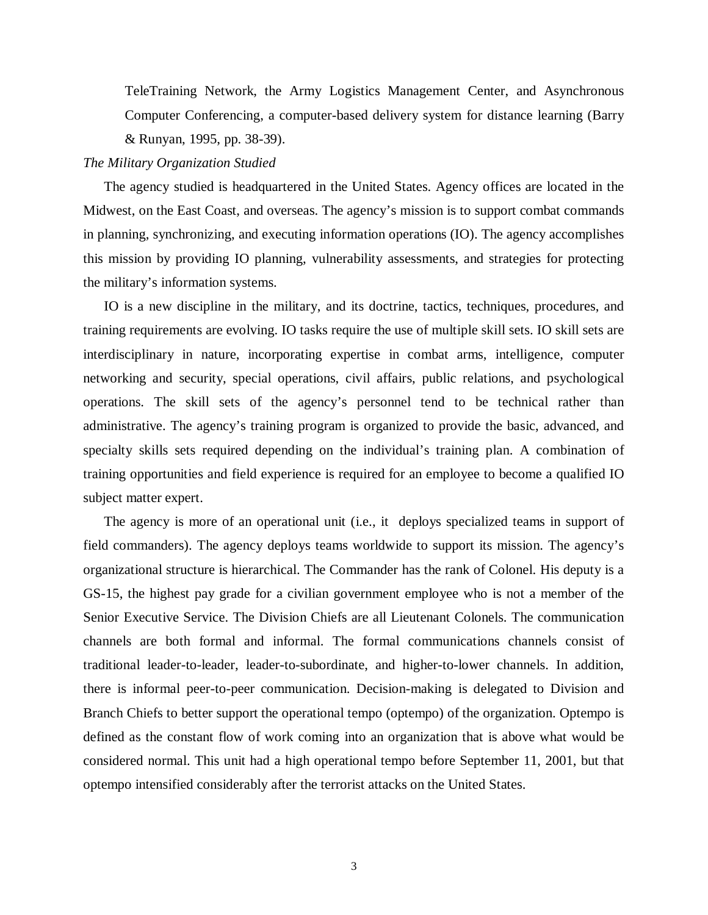TeleTraining Network, the Army Logistics Management Center, and Asynchronous Computer Conferencing, a computer-based delivery system for distance learning (Barry & Runyan, 1995, pp. 38-39).

*The Military Organization Studied*

The agency studied is headquartered in the United States. Agency offices are located in the Midwest, on the East Coast, and overseas. The agency's mission is to support combat commands in planning, synchronizing, and executing information operations (IO). The agency accomplishes this mission by providing IO planning, vulnerability assessments, and strategies for protecting the military's information systems.

IO is a new discipline in the military, and its doctrine, tactics, techniques, procedures, and training requirements are evolving. IO tasks require the use of multiple skill sets. IO skill sets are interdisciplinary in nature, incorporating expertise in combat arms, intelligence, computer networking and security, special operations, civil affairs, public relations, and psychological operations. The skill sets of the agency's personnel tend to be technical rather than administrative. The agency's training program is organized to provide the basic, advanced, and specialty skills sets required depending on the individual's training plan. A combination of training opportunities and field experience is required for an employee to become a qualified IO subject matter expert.

The agency is more of an operational unit (i.e., it deploys specialized teams in support of field commanders). The agency deploys teams worldwide to support its mission. The agency's organizational structure is hierarchical. The Commander has the rank of Colonel. His deputy is a GS-15, the highest pay grade for a civilian government employee who is not a member of the Senior Executive Service. The Division Chiefs are all Lieutenant Colonels. The communication channels are both formal and informal. The formal communications channels consist of traditional leader-to-leader, leader-to-subordinate, and higher-to-lower channels. In addition, there is informal peer-to-peer communication. Decision-making is delegated to Division and Branch Chiefs to better support the operational tempo (optempo) of the organization. Optempo is defined as the constant flow of work coming into an organization that is above what would be considered normal. This unit had a high operational tempo before September 11, 2001, but that optempo intensified considerably after the terrorist attacks on the United States.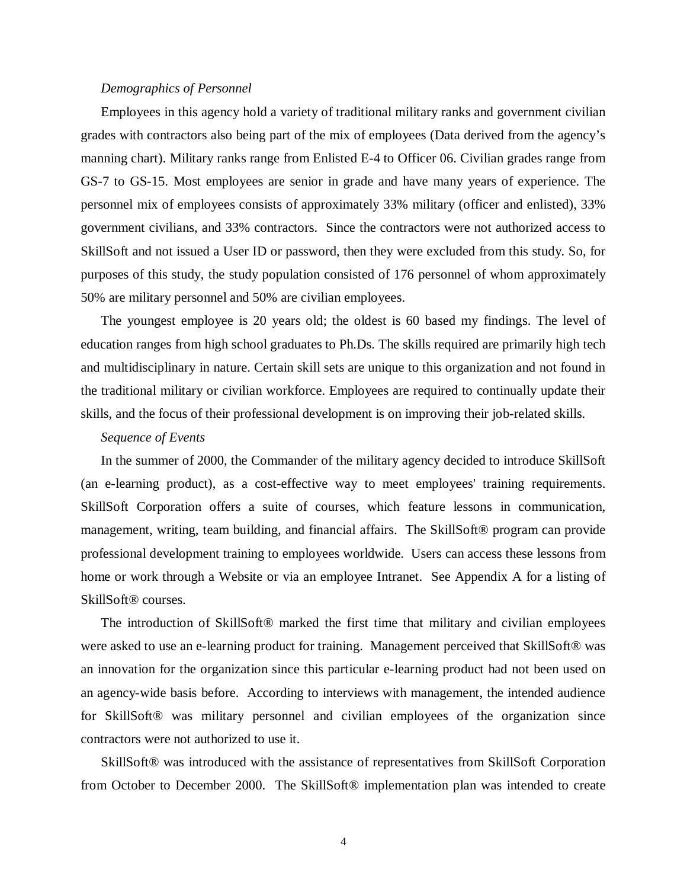*Demographics of Personnel*

Employees in this agency hold a variety of traditional military ranks and government civilian grades with contractors also being part of the mix of employees (Data derived from the agency's manning chart). Military ranks range from Enlisted E-4 to Officer 06. Civilian grades range from GS-7 to GS-15. Most employees are senior in grade and have many years of experience. The personnel mix of employees consists of approximately 33% military (officer and enlisted), 33% government civilians, and 33% contractors. Since the contractors were not authorized access to SkillSoft and not issued a User ID or password, then they were excluded from this study. So, for purposes of this study, the study population consisted of 176 personnel of whom approximately 50% are military personnel and 50% are civilian employees.

The youngest employee is 20 years old; the oldest is 60 based my findings. The level of education ranges from high school graduates to Ph.Ds. The skills required are primarily high tech and multidisciplinary in nature. Certain skill sets are unique to this organization and not found in the traditional military or civilian workforce. Employees are required to continually update their skills, and the focus of their professional development is on improving their job-related skills.

*Sequence of Events*

In the summer of 2000, the Commander of the military agency decided to introduce SkillSoft (an e-learning product), as a cost-effective way to meet employees' training requirements. SkillSoft Corporation offers a suite of courses, which feature lessons in communication, management, writing, team building, and financial affairs. The SkillSoft® program can provide professional development training to employees worldwide. Users can access these lessons from home or work through a Website or via an employee Intranet. See Appendix A for a listing of SkillSoft® courses.

The introduction of SkillSoft® marked the first time that military and civilian employees were asked to use an e-learning product for training. Management perceived that SkillSoft® was an innovation for the organization since this particular e-learning product had not been used on an agency-wide basis before. According to interviews with management, the intended audience for SkillSoft® was military personnel and civilian employees of the organization since contractors were not authorized to use it.

SkillSoft® was introduced with the assistance of representatives from SkillSoft Corporation from October to December 2000. The SkillSoft® implementation plan was intended to create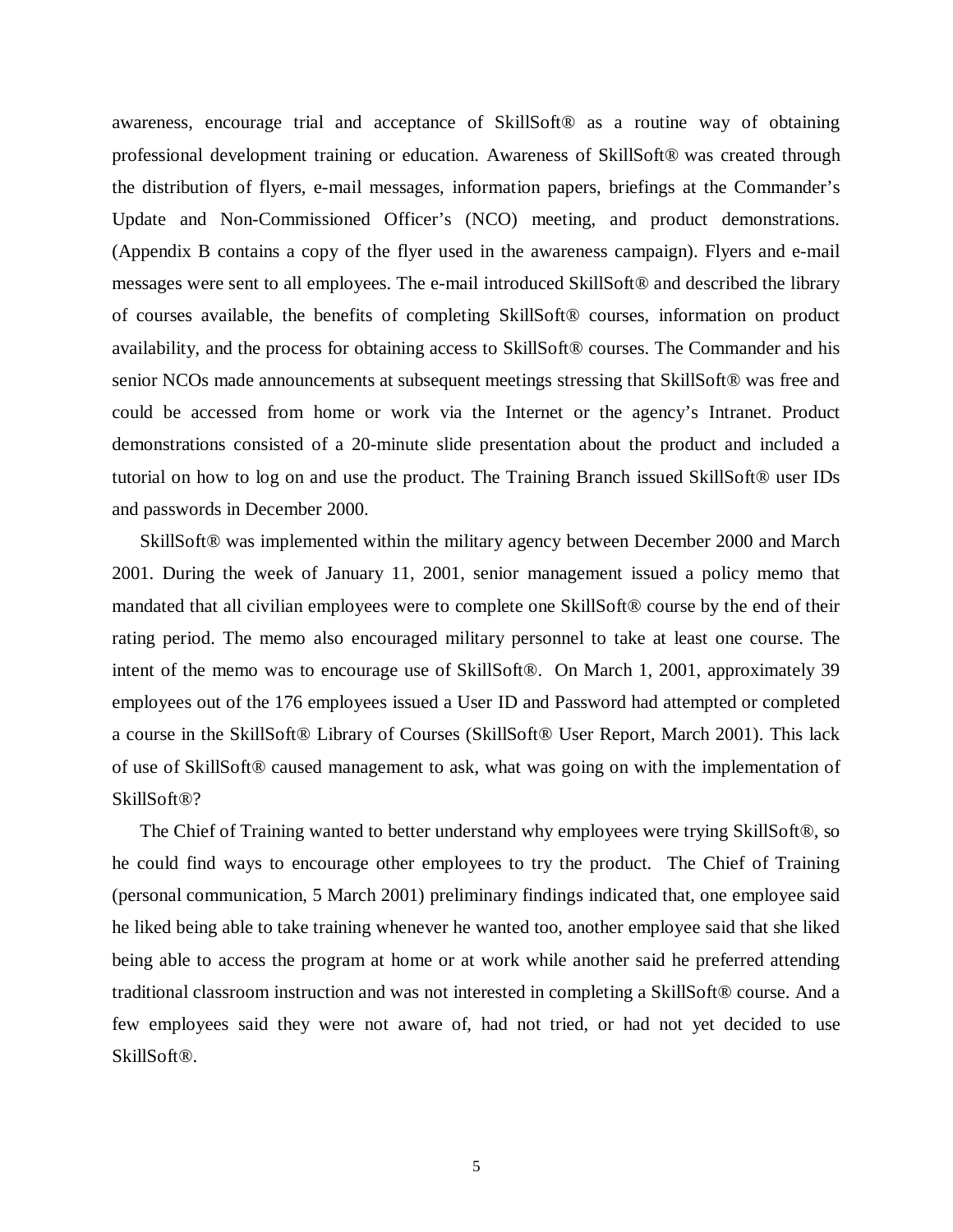awareness, encourage trial and acceptance of SkillSoft® as a routine way of obtaining professional development training or education. Awareness of SkillSoft® was created through the distribution of flyers, e-mail messages, information papers, briefings at the Commander's Update and Non-Commissioned Officer's (NCO) meeting, and product demonstrations. (Appendix B contains a copy of the flyer used in the awareness campaign). Flyers and e-mail messages were sent to all employees. The e-mail introduced SkillSoft® and described the library of courses available, the benefits of completing SkillSoft® courses, information on product availability, and the process for obtaining access to SkillSoft® courses. The Commander and his senior NCOs made announcements at subsequent meetings stressing that SkillSoft® was free and could be accessed from home or work via the Internet or the agency's Intranet. Product demonstrations consisted of a 20-minute slide presentation about the product and included a tutorial on how to log on and use the product. The Training Branch issued SkillSoft® user IDs and passwords in December 2000.

SkillSoft® was implemented within the military agency between December 2000 and March 2001. During the week of January 11, 2001, senior management issued a policy memo that mandated that all civilian employees were to complete one SkillSoft® course by the end of their rating period. The memo also encouraged military personnel to take at least one course. The intent of the memo was to encourage use of SkillSoft®. On March 1, 2001, approximately 39 employees out of the 176 employees issued a User ID and Password had attempted or completed a course in the SkillSoft® Library of Courses (SkillSoft® User Report, March 2001). This lack of use of SkillSoft® caused management to ask, what was going on with the implementation of SkillSoft®?

The Chief of Training wanted to better understand why employees were trying SkillSoft®, so he could find ways to encourage other employees to try the product. The Chief of Training (personal communication, 5 March 2001) preliminary findings indicated that, one employee said he liked being able to take training whenever he wanted too, another employee said that she liked being able to access the program at home or at work while another said he preferred attending traditional classroom instruction and was not interested in completing a SkillSoft® course. And a few employees said they were not aware of, had not tried, or had not yet decided to use SkillSoft®.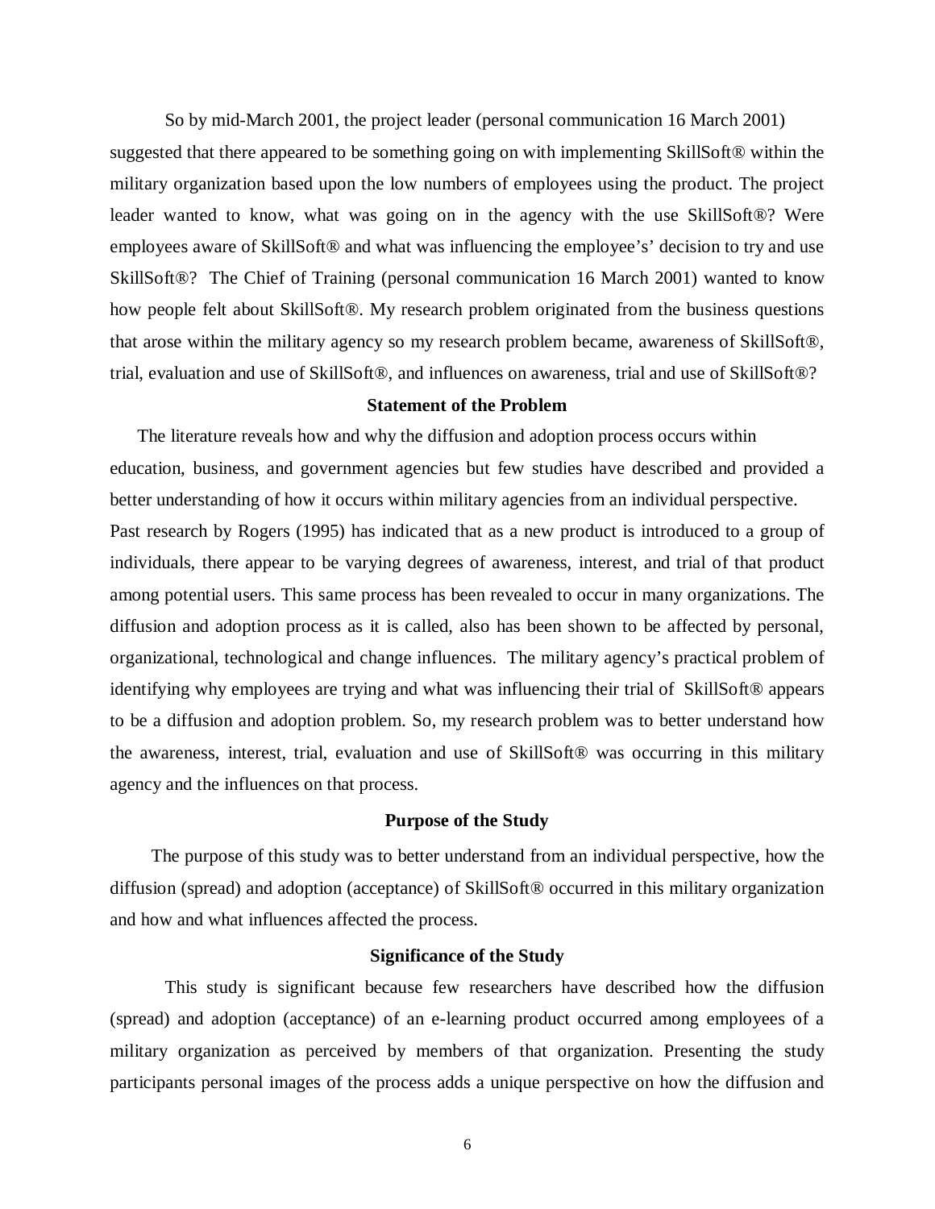So by mid-March 2001, the project leader (personal communication 16 March 2001) suggested that there appeared to be something going on with implementing SkillSoft® within the military organization based upon the low numbers of employees using the product. The project leader wanted to know, what was going on in the agency with the use SkillSoft®? Were employees aware of SkillSoft® and what was influencing the employee's' decision to try and use SkillSoft®? The Chief of Training (personal communication 16 March 2001) wanted to know how people felt about SkillSoft®. My research problem originated from the business questions that arose within the military agency so my research problem became, awareness of SkillSoft®, trial, evaluation and use of SkillSoft®, and influences on awareness, trial and use of SkillSoft®?

### Statement of the Problem

The literature reveals how and why the diffusion and adoption process occurs within education, business, and government agencies but few studies have described and provided a better understanding of how it occurs within military agencies from an individual perspective. Past research by Rogers (1995) has indicated that as a new product is introduced to a group of individuals, there appear to be varying degrees of awareness, interest, and trial of that product among potential users. This same process has been revealed to occur in many organizations. The diffusion and adoption process as it is called, also has been shown to be affected by personal, organizational, technological and change influences. The military agency's practical problem of identifying why employees are trying and what was influencing their trial of SkillSoft® appears to be a diffusion and adoption problem. So, my research problem was to better understand how the awareness, interest, trial, evaluation and use of SkillSoft® was occurring in this military agency and the influences on that process.

### Purpose of the Study

The purpose of this study was to better understand from an individual perspective, how the diffusion (spread) and adoption (acceptance) of SkillSoft® occurred in this military organization and how and what influences affected the process.

### Significance of the Study

This study is significant because few researchers have described how the diffusion (spread) and adoption (acceptance) of an e-learning product occurred among employees of a military organization as perceived by members of that organization. Presenting the study participants personal images of the process adds a unique perspective on how the diffusion and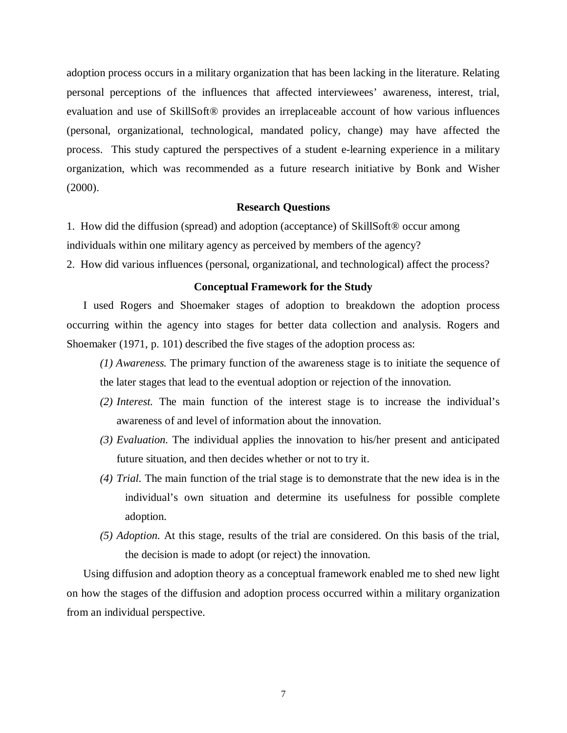adoption process occurs in a military organization that has been lacking in the literature. Relating personal perceptions of the influences that affected interviewees' awareness, interest, trial, evaluation and use of SkillSoft® provides an irreplaceable account of how various influences (personal, organizational, technological, mandated policy, change) may have affected the process. This study captured the perspectives of a student e-learning experience in a military organization, which was recommended as a future research initiative by Bonk and Wisher (2000).

## Research Questions

1. How did the diffusion (spread) and adoption (acceptance) of SkillSoft® occur among individuals within one military agency as perceived by members of the agency?
2. How did various influences (personal, organizational, and technological) affect the process?

## Conceptual Framework for the Study

I used Rogers and Shoemaker stages of adoption to breakdown the adoption process occurring within the agency into stages for better data collection and analysis. Rogers and Shoemaker (1971, p. 101) described the five stages of the adoption process as:

> *(1) Awareness.* The primary function of the awareness stage is to initiate the sequence of the later stages that lead to the eventual adoption or rejection of the innovation.
>
> *(2) Interest.* The main function of the interest stage is to increase the individual's awareness of and level of information about the innovation.
>
> *(3) Evaluation.* The individual applies the innovation to his/her present and anticipated future situation, and then decides whether or not to try it.
>
> *(4) Trial.* The main function of the trial stage is to demonstrate that the new idea is in the individual's own situation and determine its usefulness for possible complete adoption.
>
> *(5) Adoption.* At this stage, results of the trial are considered. On this basis of the trial, the decision is made to adopt (or reject) the innovation.

Using diffusion and adoption theory as a conceptual framework enabled me to shed new light on how the stages of the diffusion and adoption process occurred within a military organization from an individual perspective.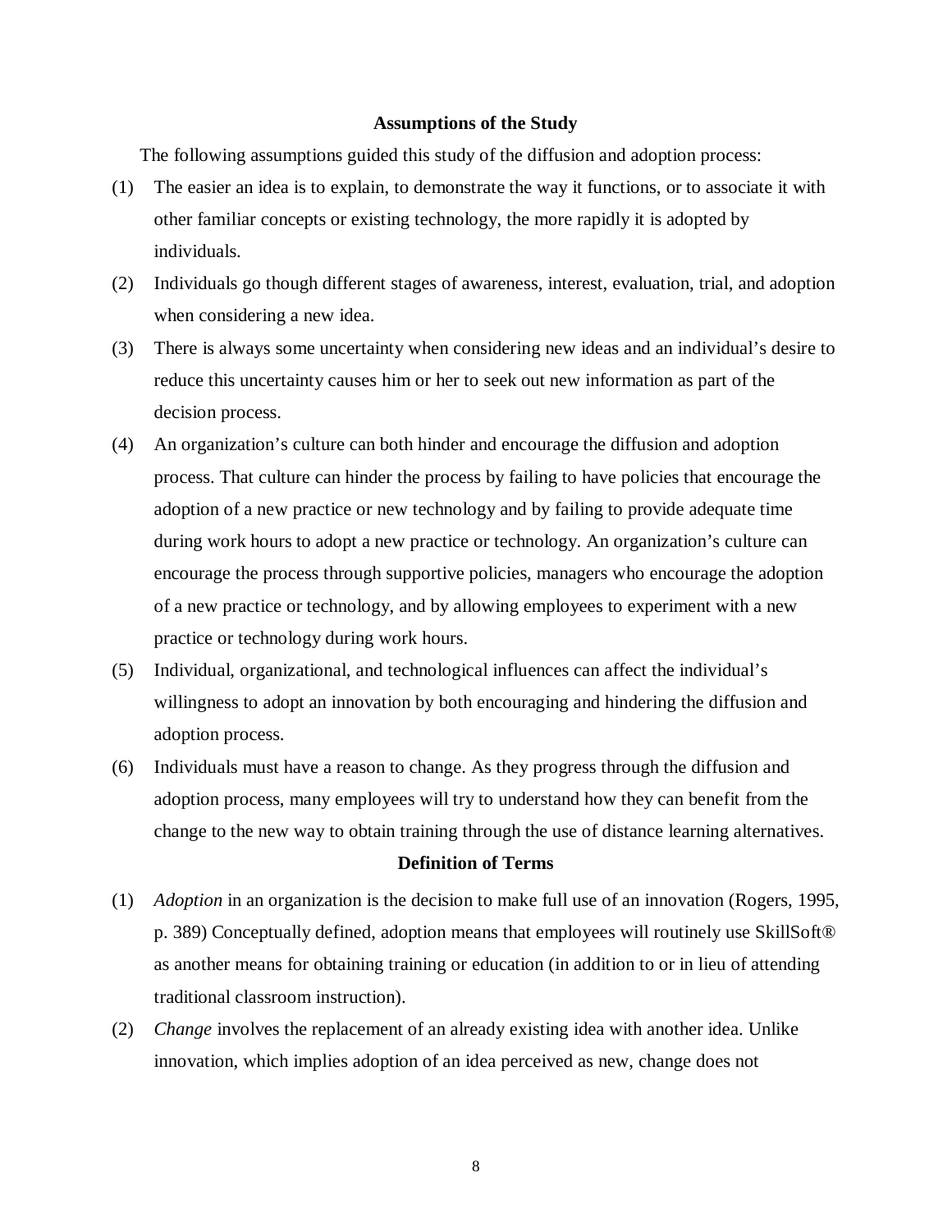## Assumptions of the Study

The following assumptions guided this study of the diffusion and adoption process:

(1) The easier an idea is to explain, to demonstrate the way it functions, or to associate it with other familiar concepts or existing technology, the more rapidly it is adopted by individuals.

(2) Individuals go though different stages of awareness, interest, evaluation, trial, and adoption when considering a new idea.

(3) There is always some uncertainty when considering new ideas and an individual's desire to reduce this uncertainty causes him or her to seek out new information as part of the decision process.

(4) An organization's culture can both hinder and encourage the diffusion and adoption process. That culture can hinder the process by failing to have policies that encourage the adoption of a new practice or new technology and by failing to provide adequate time during work hours to adopt a new practice or technology. An organization's culture can encourage the process through supportive policies, managers who encourage the adoption of a new practice or technology, and by allowing employees to experiment with a new practice or technology during work hours.

(5) Individual, organizational, and technological influences can affect the individual's willingness to adopt an innovation by both encouraging and hindering the diffusion and adoption process.

(6) Individuals must have a reason to change. As they progress through the diffusion and adoption process, many employees will try to understand how they can benefit from the change to the new way to obtain training through the use of distance learning alternatives.

## Definition of Terms

(1) *Adoption* in an organization is the decision to make full use of an innovation (Rogers, 1995, p. 389) Conceptually defined, adoption means that employees will routinely use SkillSoft® as another means for obtaining training or education (in addition to or in lieu of attending traditional classroom instruction).

(2) *Change* involves the replacement of an already existing idea with another idea. Unlike innovation, which implies adoption of an idea perceived as new, change does not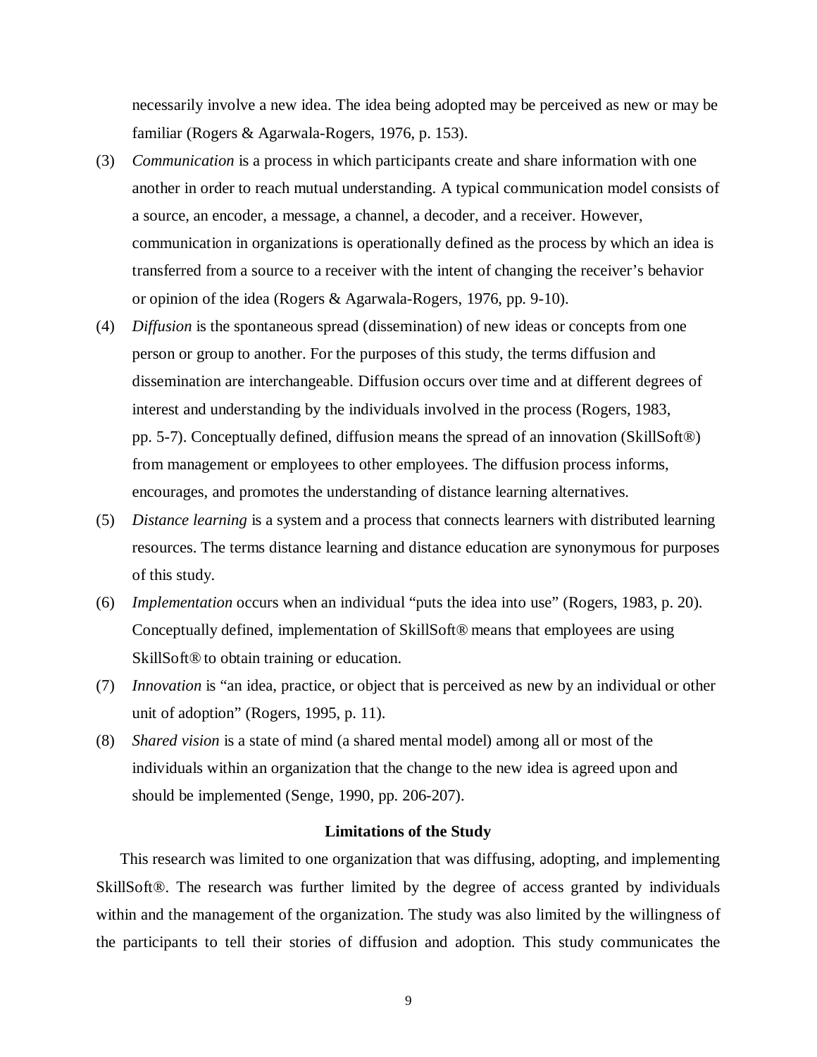necessarily involve a new idea. The idea being adopted may be perceived as new or may be familiar (Rogers & Agarwala-Rogers, 1976, p. 153).

(3) *Communication* is a process in which participants create and share information with one another in order to reach mutual understanding. A typical communication model consists of a source, an encoder, a message, a channel, a decoder, and a receiver. However, communication in organizations is operationally defined as the process by which an idea is transferred from a source to a receiver with the intent of changing the receiver's behavior or opinion of the idea (Rogers & Agarwala-Rogers, 1976, pp. 9-10).

(4) *Diffusion* is the spontaneous spread (dissemination) of new ideas or concepts from one person or group to another. For the purposes of this study, the terms diffusion and dissemination are interchangeable. Diffusion occurs over time and at different degrees of interest and understanding by the individuals involved in the process (Rogers, 1983, pp. 5-7). Conceptually defined, diffusion means the spread of an innovation (SkillSoft®) from management or employees to other employees. The diffusion process informs, encourages, and promotes the understanding of distance learning alternatives.

(5) *Distance learning* is a system and a process that connects learners with distributed learning resources. The terms distance learning and distance education are synonymous for purposes of this study.

(6) *Implementation* occurs when an individual "puts the idea into use" (Rogers, 1983, p. 20). Conceptually defined, implementation of SkillSoft® means that employees are using SkillSoft® to obtain training or education.

(7) *Innovation* is "an idea, practice, or object that is perceived as new by an individual or other unit of adoption" (Rogers, 1995, p. 11).

(8) *Shared vision* is a state of mind (a shared mental model) among all or most of the individuals within an organization that the change to the new idea is agreed upon and should be implemented (Senge, 1990, pp. 206-207).

## Limitations of the Study

This research was limited to one organization that was diffusing, adopting, and implementing SkillSoft®. The research was further limited by the degree of access granted by individuals within and the management of the organization. The study was also limited by the willingness of the participants to tell their stories of diffusion and adoption. This study communicates the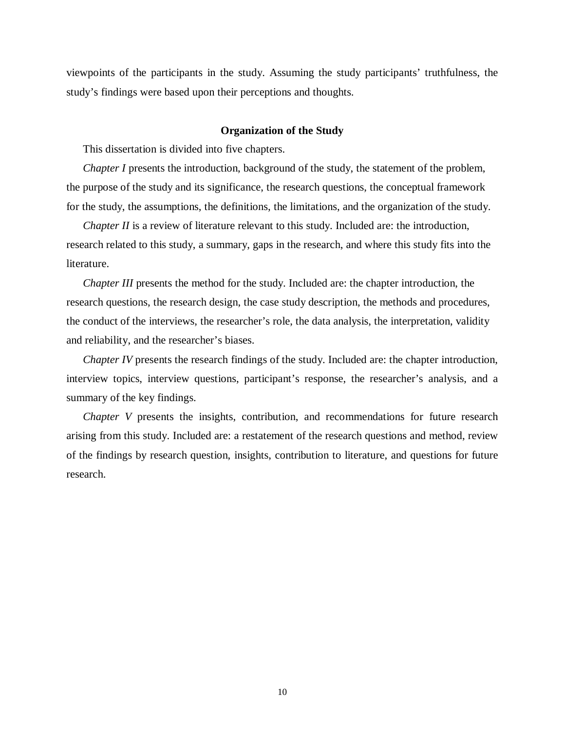viewpoints of the participants in the study. Assuming the study participants' truthfulness, the study's findings were based upon their perceptions and thoughts.

## Organization of the Study

This dissertation is divided into five chapters.

*Chapter I* presents the introduction, background of the study, the statement of the problem, the purpose of the study and its significance, the research questions, the conceptual framework for the study, the assumptions, the definitions, the limitations, and the organization of the study.

*Chapter II* is a review of literature relevant to this study. Included are: the introduction, research related to this study, a summary, gaps in the research, and where this study fits into the literature.

*Chapter III* presents the method for the study. Included are: the chapter introduction, the research questions, the research design, the case study description, the methods and procedures, the conduct of the interviews, the researcher's role, the data analysis, the interpretation, validity and reliability, and the researcher's biases.

*Chapter IV* presents the research findings of the study. Included are: the chapter introduction, interview topics, interview questions, participant's response, the researcher's analysis, and a summary of the key findings.

*Chapter V* presents the insights, contribution, and recommendations for future research arising from this study. Included are: a restatement of the research questions and method, review of the findings by research question, insights, contribution to literature, and questions for future research.